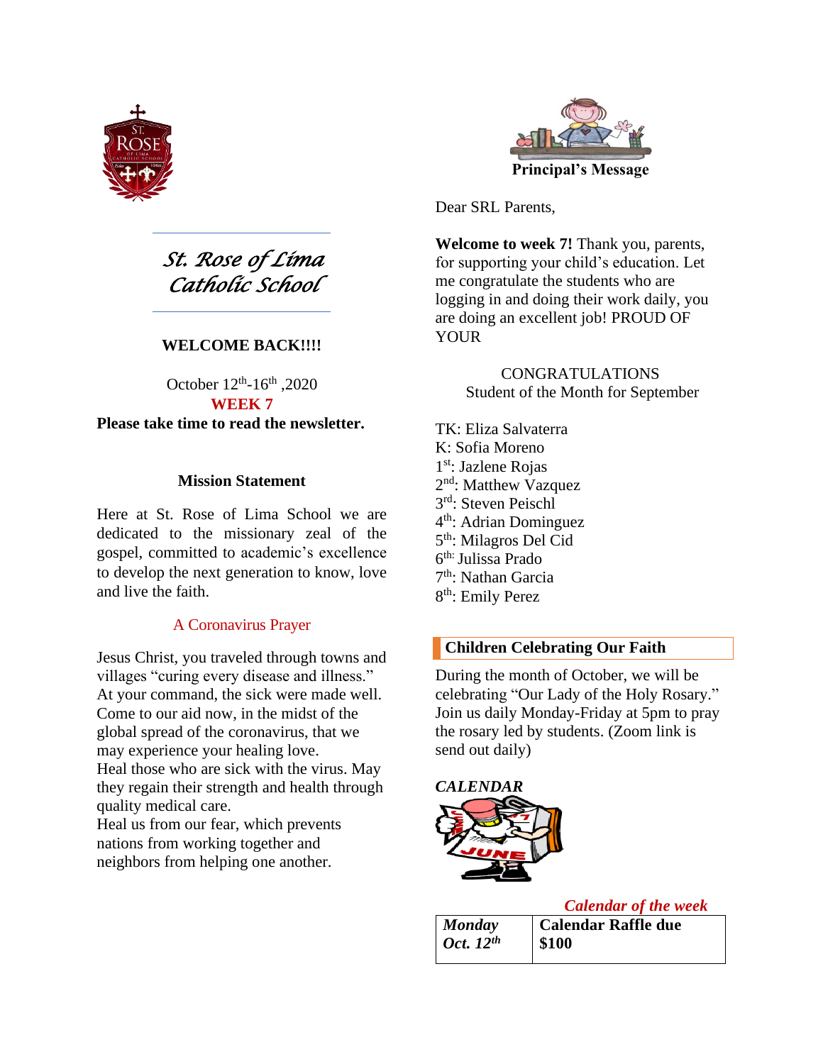# St. Rose of Lima Catholic School

**WELCOME BACK!!!!**

October 12th-16th ,2020

**WEEK 7**

**Please take time to read the newsletter.**

## Mission Statement

Here at St. Rose of Lima School we are dedicated to the missionary zeal of the gospel, committed to academic's excellence to develop the next generation to know, love and live the faith.

### A Coronavirus Prayer

Jesus Christ, you traveled through towns and villages "curing every disease and illness." At your command, the sick were made well. Come to our aid now, in the midst of the global spread of the coronavirus, that we may experience your healing love.
Heal those who are sick with the virus. May they regain their strength and health through quality medical care.
Heal us from our fear, which prevents nations from working together and neighbors from helping one another.

## Principal's Message

Dear SRL Parents,

**Welcome to week 7!** Thank you, parents, for supporting your child's education. Let me congratulate the students who are logging in and doing their work daily, you are doing an excellent job! PROUD OF YOUR

CONGRATULATIONS
Student of the Month for September

TK: Eliza Salvaterra
K: Sofia Moreno
1st: Jazlene Rojas
2nd: Matthew Vazquez
3rd: Steven Peischl
4th: Adrian Dominguez
5th: Milagros Del Cid
6th: Julissa Prado
7th: Nathan Garcia
8th: Emily Perez

## Children Celebrating Our Faith

During the month of October, we will be celebrating "Our Lady of the Holy Rosary." Join us daily Monday-Friday at 5pm to pray the rosary led by students. (Zoom link is send out daily)

## *CALENDAR*

*Calendar of the week*

| | |
|---|---|
| ***Monday Oct. 12th*** | **Calendar Raffle due $100** |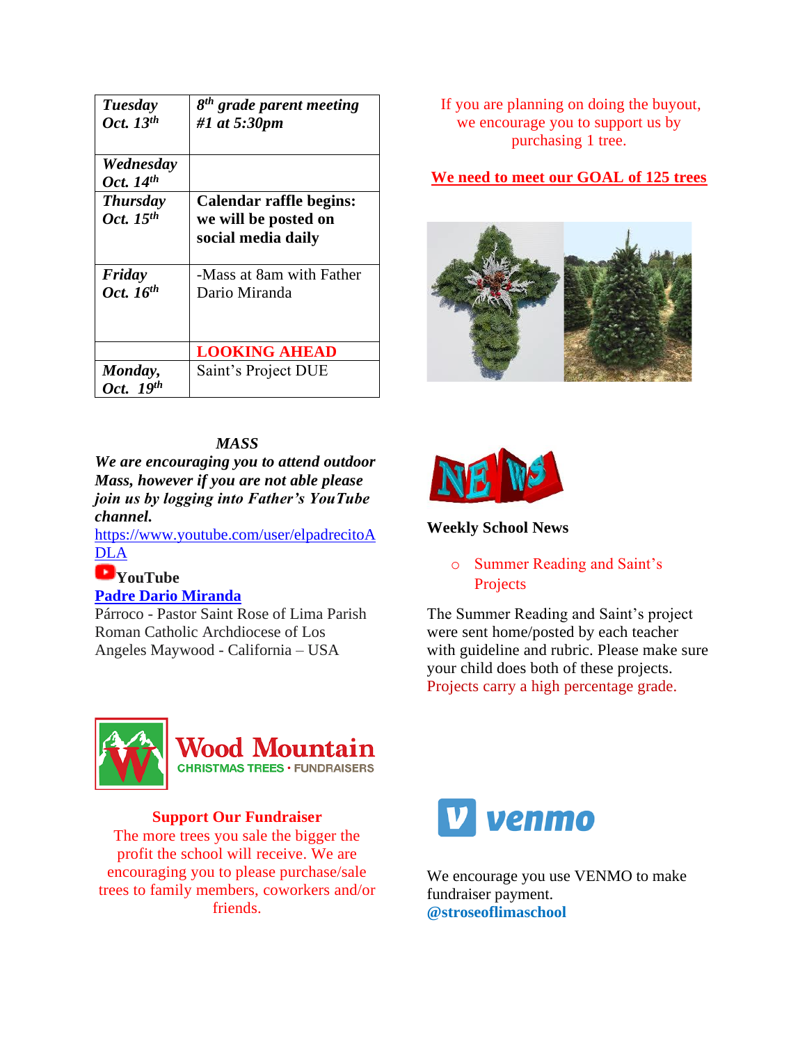| | |
|---|---|
| ***Tuesday Oct. 13th*** | ***8th grade parent meeting #1 at 5:30pm*** |
| ***Wednesday Oct. 14th*** | |
| ***Thursday Oct. 15th*** | **Calendar raffle begins: we will be posted on social media daily** |
| ***Friday Oct. 16th*** | -Mass at 8am with Father Dario Miranda |
| | **LOOKING AHEAD** |
| ***Monday, Oct. 19th*** | Saint's Project DUE |

***MASS***

***We are encouraging you to attend outdoor Mass, however if you are not able please join us by logging into Father's YouTube channel.***

https://www.youtube.com/user/elpadrecitoADLA

**YouTube**

**Padre Dario Miranda**

Párroco - Pastor Saint Rose of Lima Parish Roman Catholic Archdiocese of Los Angeles Maywood - California – USA

Wood Mountain CHRISTMAS TREES • FUNDRAISERS

**Support Our Fundraiser**

The more trees you sale the bigger the profit the school will receive. We are encouraging you to please purchase/sale trees to family members, coworkers and/or friends.

If you are planning on doing the buyout, we encourage you to support us by purchasing 1 tree.

**We need to meet our GOAL of 125 trees**

NEWS

**Weekly School News**

- Summer Reading and Saint's Projects

The Summer Reading and Saint's project were sent home/posted by each teacher with guideline and rubric. Please make sure your child does both of these projects. Projects carry a high percentage grade.

venmo

We encourage you use VENMO to make fundraiser payment.

**@stroseoflimaschool**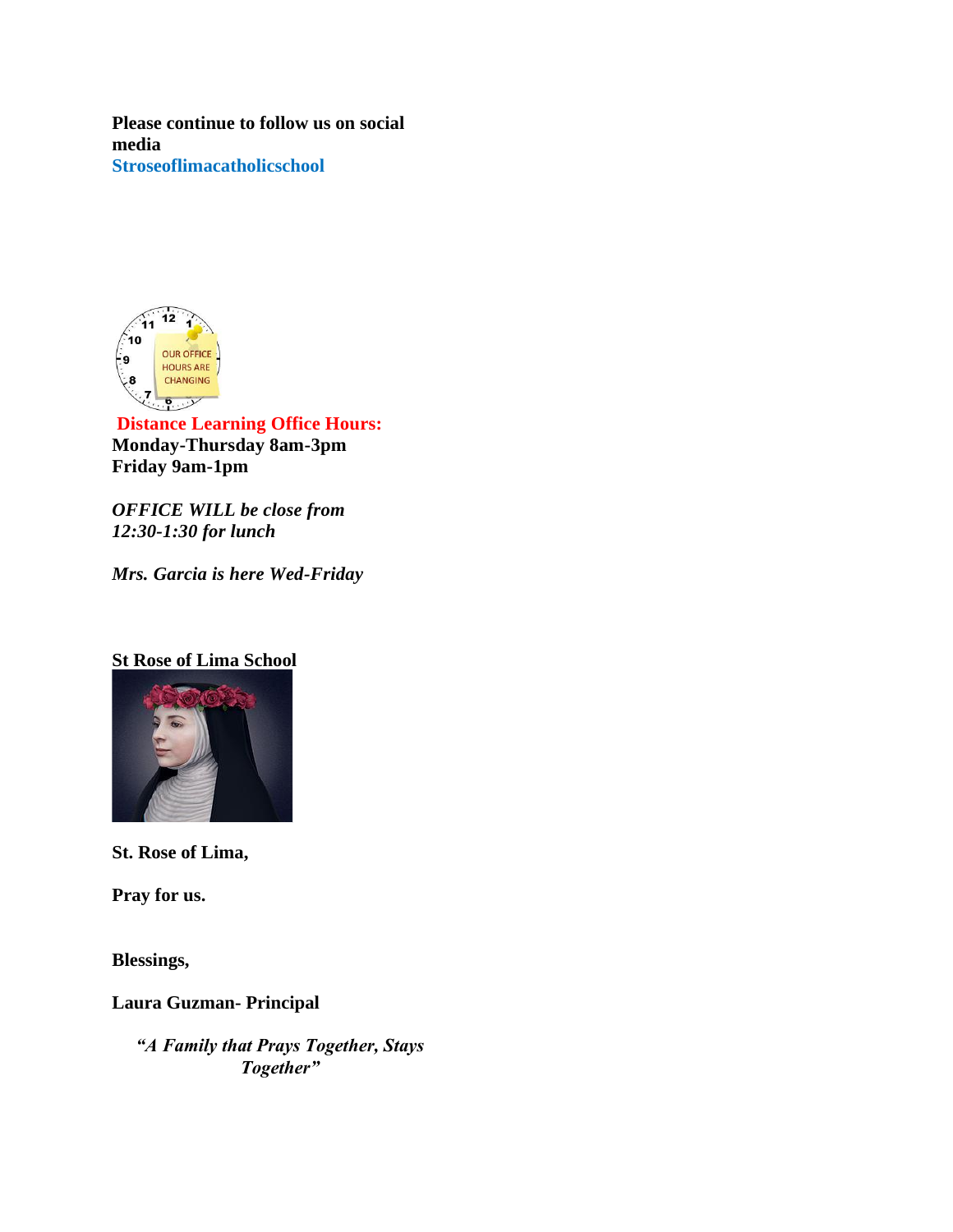**Please continue to follow us on social media**
**Stroseoflimacatholicschool**

**Distance Learning Office Hours:**
**Monday-Thursday 8am-3pm**
**Friday 9am-1pm**

***OFFICE WILL be close from 12:30-1:30 for lunch***

***Mrs. Garcia is here Wed-Friday***

**St Rose of Lima School**

**St. Rose of Lima,**

**Pray for us.**

**Blessings,**

**Laura Guzman- Principal**

***"A Family that Prays Together, Stays Together"***